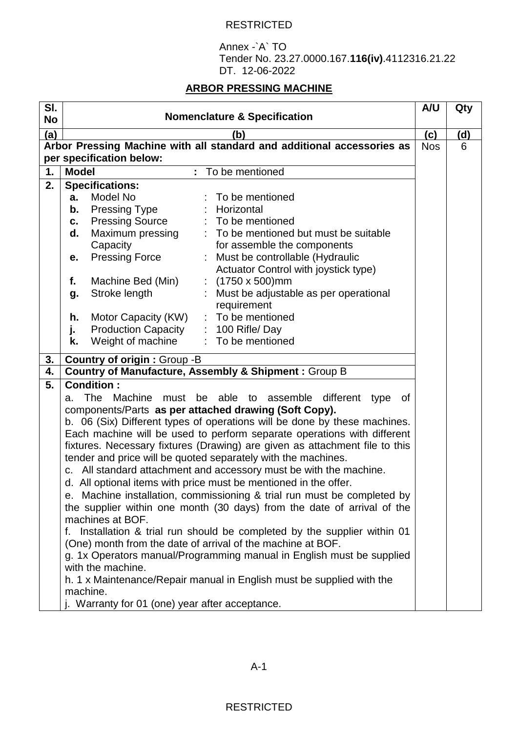RESTRICTED

Annex -`A` TO
Tender No. 23.27.0000.167.**116(iv)**.4112316.21.22
DT. 12-06-2022

## ARBOR PRESSING MACHINE

| Sl. No | Nomenclature & Specification | A/U | Qty |
|---|---|---|---|
| (a) | (b) | (c) | (d) |
| **Arbor Pressing Machine with all standard and additional accessories as per specification below:** | | Nos | 6 |
| 1. | **Model** : To be mentioned | | |
| 2. | **Specifications:**<br>**a.** Model No : To be mentioned<br>**b.** Pressing Type : Horizontal<br>**c.** Pressing Source : To be mentioned<br>**d.** Maximum pressing Capacity : To be mentioned but must be suitable for assemble the components<br>**e.** Pressing Force : Must be controllable (Hydraulic Actuator Control with joystick type)<br>**f.** Machine Bed (Min) : (1750 x 500)mm<br>**g.** Stroke length : Must be adjustable as per operational requirement<br>**h.** Motor Capacity (KW) : To be mentioned<br>**j.** Production Capacity : 100 Rifle/ Day<br>**k.** Weight of machine : To be mentioned | | |
| 3. | **Country of origin :** Group -B | | |
| 4. | **Country of Manufacture, Assembly & Shipment :** Group B | | |
| 5. | **Condition :**<br>a. The Machine must be able to assemble different type of components/Parts **as per attached drawing (Soft Copy).**<br>b. 06 (Six) Different types of operations will be done by these machines. Each machine will be used to perform separate operations with different fixtures. Necessary fixtures (Drawing) are given as attachment file to this tender and price will be quoted separately with the machines.<br>c. All standard attachment and accessory must be with the machine.<br>d. All optional items with price must be mentioned in the offer.<br>e. Machine installation, commissioning & trial run must be completed by the supplier within one month (30 days) from the date of arrival of the machines at BOF.<br>f. Installation & trial run should be completed by the supplier within 01 (One) month from the date of arrival of the machine at BOF.<br>g. 1x Operators manual/Programming manual in English must be supplied with the machine.<br>h. 1 x Maintenance/Repair manual in English must be supplied with the machine.<br>j. Warranty for 01 (one) year after acceptance. | | |

A-1

RESTRICTED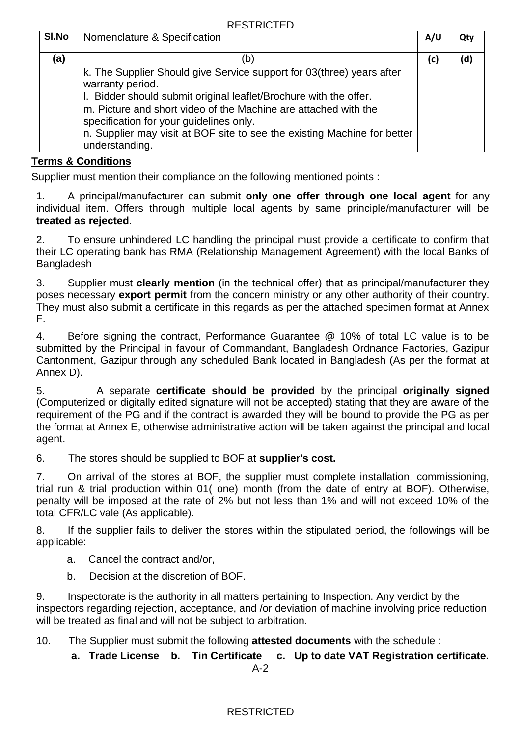| Sl.No | Nomenclature & Specification | A/U | Qty |
|---|---|---|---|
| **(a)** | (b) | **(c)** | **(d)** |
| | k. The Supplier Should give Service support for 03(three) years after warranty period.<br>l. Bidder should submit original leaflet/Brochure with the offer.<br>m. Picture and short video of the Machine are attached with the specification for your guidelines only.<br>n. Supplier may visit at BOF site to see the existing Machine for better understanding. | | |

**Terms & Conditions**

Supplier must mention their compliance on the following mentioned points :

1. A principal/manufacturer can submit **only one offer through one local agent** for any individual item. Offers through multiple local agents by same principle/manufacturer will be **treated as rejected**.

2. To ensure unhindered LC handling the principal must provide a certificate to confirm that their LC operating bank has RMA (Relationship Management Agreement) with the local Banks of Bangladesh

3. Supplier must **clearly mention** (in the technical offer) that as principal/manufacturer they poses necessary **export permit** from the concern ministry or any other authority of their country. They must also submit a certificate in this regards as per the attached specimen format at Annex F.

4. Before signing the contract, Performance Guarantee @ 10% of total LC value is to be submitted by the Principal in favour of Commandant, Bangladesh Ordnance Factories, Gazipur Cantonment, Gazipur through any scheduled Bank located in Bangladesh (As per the format at Annex D).

5. A separate **certificate should be provided** by the principal **originally signed** (Computerized or digitally edited signature will not be accepted) stating that they are aware of the requirement of the PG and if the contract is awarded they will be bound to provide the PG as per the format at Annex E, otherwise administrative action will be taken against the principal and local agent.

6. The stores should be supplied to BOF at **supplier's cost.**

7. On arrival of the stores at BOF, the supplier must complete installation, commissioning, trial run & trial production within 01( one) month (from the date of entry at BOF). Otherwise, penalty will be imposed at the rate of 2% but not less than 1% and will not exceed 10% of the total CFR/LC vale (As applicable).

8. If the supplier fails to deliver the stores within the stipulated period, the followings will be applicable:

   a. Cancel the contract and/or,

   b. Decision at the discretion of BOF.

9. Inspectorate is the authority in all matters pertaining to Inspection. Any verdict by the inspectors regarding rejection, acceptance, and /or deviation of machine involving price reduction will be treated as final and will not be subject to arbitration.

10. The Supplier must submit the following **attested documents** with the schedule :

   **a. Trade License b. Tin Certificate c. Up to date VAT Registration certificate.**